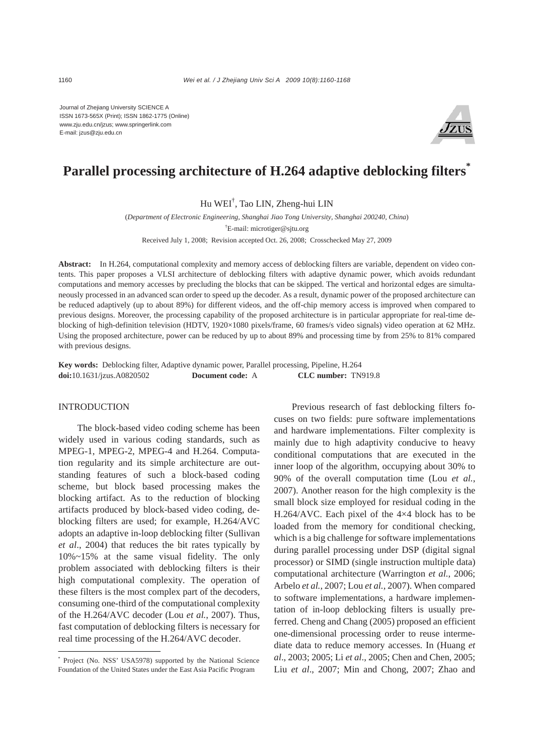Journal of Zhejiang University SCIENCE A
ISSN 1673-565X (Print); ISSN 1862-1775 (Online)
www.zju.edu.cn/jzus; www.springerlink.com
E-mail: jzus@zju.edu.cn

# Parallel processing architecture of H.264 adaptive deblocking filters*

Hu WEI†, Tao LIN, Zheng-hui LIN

(*Department of Electronic Engineering, Shanghai Jiao Tong University, Shanghai 200240, China*)

†E-mail: microtiger@sjtu.org

Received July 1, 2008; Revision accepted Oct. 26, 2008; Crosschecked May 27, 2009

**Abstract:** In H.264, computational complexity and memory access of deblocking filters are variable, dependent on video contents. This paper proposes a VLSI architecture of deblocking filters with adaptive dynamic power, which avoids redundant computations and memory accesses by precluding the blocks that can be skipped. The vertical and horizontal edges are simultaneously processed in an advanced scan order to speed up the decoder. As a result, dynamic power of the proposed architecture can be reduced adaptively (up to about 89%) for different videos, and the off-chip memory access is improved when compared to previous designs. Moreover, the processing capability of the proposed architecture is in particular appropriate for real-time deblocking of high-definition television (HDTV, 1920×1080 pixels/frame, 60 frames/s video signals) video operation at 62 MHz. Using the proposed architecture, power can be reduced by up to about 89% and processing time by from 25% to 81% compared with previous designs.

**Key words:** Deblocking filter, Adaptive dynamic power, Parallel processing, Pipeline, H.264
**doi:**10.1631/jzus.A0820502 **Document code:** A **CLC number:** TN919.8

## INTRODUCTION

The block-based video coding scheme has been widely used in various coding standards, such as MPEG-1, MPEG-2, MPEG-4 and H.264. Computation regularity and its simple architecture are outstanding features of such a block-based coding scheme, but block based processing makes the blocking artifact. As to the reduction of blocking artifacts produced by block-based video coding, deblocking filters are used; for example, H.264/AVC adopts an adaptive in-loop deblocking filter (Sullivan *et al*., 2004) that reduces the bit rates typically by 10%~15% at the same visual fidelity. The only problem associated with deblocking filters is their high computational complexity. The operation of these filters is the most complex part of the decoders, consuming one-third of the computational complexity of the H.264/AVC decoder (Lou *et al.*, 2007). Thus, fast computation of deblocking filters is necessary for real time processing of the H.264/AVC decoder.

Previous research of fast deblocking filters focuses on two fields: pure software implementations and hardware implementations. Filter complexity is mainly due to high adaptivity conducive to heavy conditional computations that are executed in the inner loop of the algorithm, occupying about 30% to 90% of the overall computation time (Lou *et al.*, 2007). Another reason for the high complexity is the small block size employed for residual coding in the H.264/AVC. Each pixel of the 4×4 block has to be loaded from the memory for conditional checking, which is a big challenge for software implementations during parallel processing under DSP (digital signal processor) or SIMD (single instruction multiple data) computational architecture (Warrington *et al.*, 2006; Arbelo *et al.*, 2007; Lou *et al.*, 2007). When compared to software implementations, a hardware implementation of in-loop deblocking filters is usually preferred. Cheng and Chang (2005) proposed an efficient one-dimensional processing order to reuse intermediate data to reduce memory accesses. In (Huang *et al*., 2003; 2005; Li *et al*., 2005; Chen and Chen, 2005; Liu *et al*., 2007; Min and Chong, 2007; Zhao and

---

\* Project (No. NSS' USA5978) supported by the National Science Foundation of the United States under the East Asia Pacific Program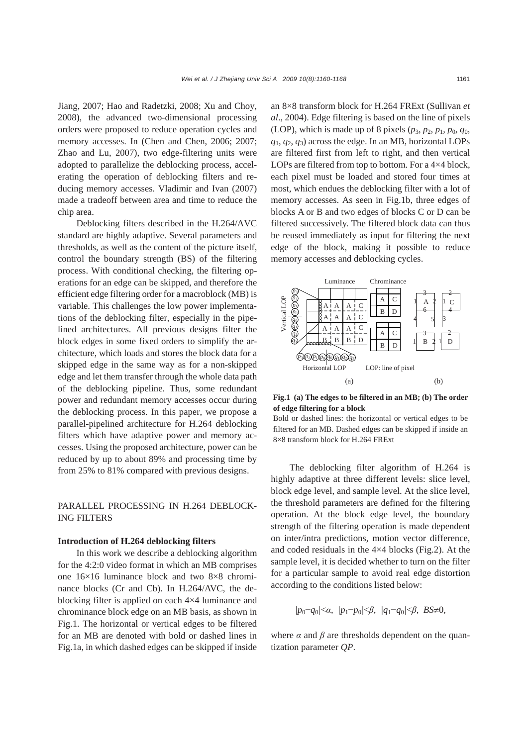Jiang, 2007; Hao and Radetzki, 2008; Xu and Choy, 2008), the advanced two-dimensional processing orders were proposed to reduce operation cycles and memory accesses. In (Chen and Chen, 2006; 2007; Zhao and Lu, 2007), two edge-filtering units were adopted to parallelize the deblocking process, accelerating the operation of deblocking filters and reducing memory accesses. Vladimir and Ivan (2007) made a tradeoff between area and time to reduce the chip area.

Deblocking filters described in the H.264/AVC standard are highly adaptive. Several parameters and thresholds, as well as the content of the picture itself, control the boundary strength (BS) of the filtering process. With conditional checking, the filtering operations for an edge can be skipped, and therefore the efficient edge filtering order for a macroblock (MB) is variable. This challenges the low power implementations of the deblocking filter, especially in the pipelined architectures. All previous designs filter the block edges in some fixed orders to simplify the architecture, which loads and stores the block data for a skipped edge in the same way as for a non-skipped edge and let them transfer through the whole data path of the deblocking pipeline. Thus, some redundant power and redundant memory accesses occur during the deblocking process. In this paper, we propose a parallel-pipelined architecture for H.264 deblocking filters which have adaptive power and memory accesses. Using the proposed architecture, power can be reduced by up to about 89% and processing time by from 25% to 81% compared with previous designs.

## PARALLEL PROCESSING IN H.264 DEBLOCKING FILTERS

### Introduction of H.264 deblocking filters

In this work we describe a deblocking algorithm for the 4:2:0 video format in which an MB comprises one 16×16 luminance block and two 8×8 chrominance blocks (Cr and Cb). In H.264/AVC, the deblocking filter is applied on each 4×4 luminance and chrominance block edge on an MB basis, as shown in Fig.1. The horizontal or vertical edges to be filtered for an MB are denoted with bold or dashed lines in Fig.1a, in which dashed edges can be skipped if inside an 8×8 transform block for H.264 FRExt (Sullivan *et al*., 2004). Edge filtering is based on the line of pixels (LOP), which is made up of 8 pixels ($p_3$, $p_2$, $p_1$, $p_0$, $q_0$, $q_1$, $q_2$, $q_3$) across the edge. In an MB, horizontal LOPs are filtered first from left to right, and then vertical LOPs are filtered from top to bottom. For a 4×4 block, each pixel must be loaded and stored four times at most, which endues the deblocking filter with a lot of memory accesses. As seen in Fig.1b, three edges of blocks A or B and two edges of blocks C or D can be filtered successively. The filtered block data can thus be reused immediately as input for filtering the next edge of the block, making it possible to reduce memory accesses and deblocking cycles.

**Fig.1 (a) The edges to be filtered in an MB; (b) The order of edge filtering for a block**

Bold or dashed lines: the horizontal or vertical edges to be filtered for an MB. Dashed edges can be skipped if inside an 8×8 transform block for H.264 FRExt

The deblocking filter algorithm of H.264 is highly adaptive at three different levels: slice level, block edge level, and sample level. At the slice level, the threshold parameters are defined for the filtering operation. At the block edge level, the boundary strength of the filtering operation is made dependent on inter/intra predictions, motion vector difference, and coded residuals in the 4×4 blocks (Fig.2). At the sample level, it is decided whether to turn on the filter for a particular sample to avoid real edge distortion according to the conditions listed below:

$$|p_0-q_0|<\alpha,\ \ |p_1-p_0|<\beta,\ \ |q_1-q_0|<\beta,\ \ BS\neq 0,$$

where $\alpha$ and $\beta$ are thresholds dependent on the quantization parameter $QP$.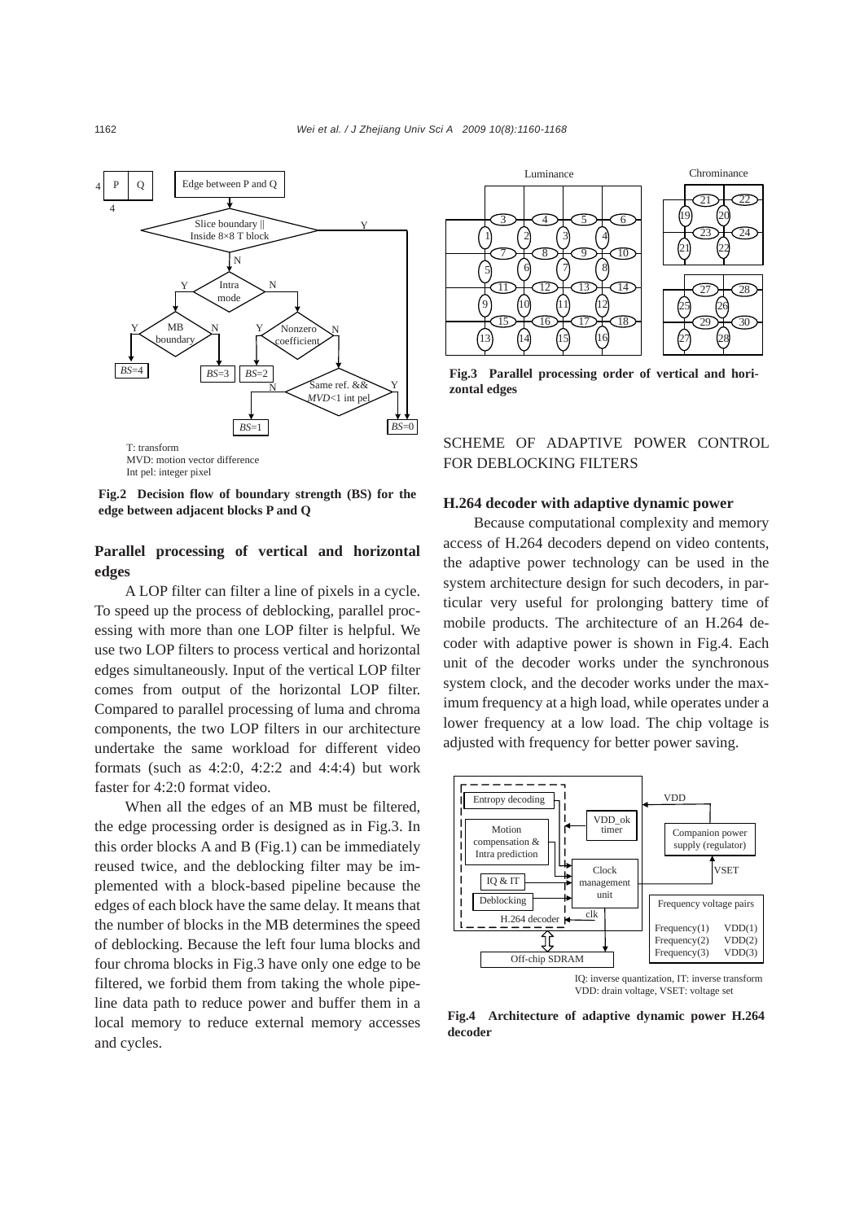T: transform
MVD: motion vector difference
Int pel: integer pixel

**Fig.2 Decision flow of boundary strength (BS) for the edge between adjacent blocks P and Q**

### Parallel processing of vertical and horizontal edges

A LOP filter can filter a line of pixels in a cycle. To speed up the process of deblocking, parallel processing with more than one LOP filter is helpful. We use two LOP filters to process vertical and horizontal edges simultaneously. Input of the vertical LOP filter comes from output of the horizontal LOP filter. Compared to parallel processing of luma and chroma components, the two LOP filters in our architecture undertake the same workload for different video formats (such as 4:2:0, 4:2:2 and 4:4:4) but work faster for 4:2:0 format video.

When all the edges of an MB must be filtered, the edge processing order is designed as in Fig.3. In this order blocks A and B (Fig.1) can be immediately reused twice, and the deblocking filter may be implemented with a block-based pipeline because the edges of each block have the same delay. It means that the number of blocks in the MB determines the speed of deblocking. Because the left four luma blocks and four chroma blocks in Fig.3 have only one edge to be filtered, we forbid them from taking the whole pipeline data path to reduce power and buffer them in a local memory to reduce external memory accesses and cycles.

**Fig.3 Parallel processing order of vertical and horizontal edges**

## SCHEME OF ADAPTIVE POWER CONTROL FOR DEBLOCKING FILTERS

### H.264 decoder with adaptive dynamic power

Because computational complexity and memory access of H.264 decoders depend on video contents, the adaptive power technology can be used in the system architecture design for such decoders, in particular very useful for prolonging battery time of mobile products. The architecture of an H.264 decoder with adaptive power is shown in Fig.4. Each unit of the decoder works under the synchronous system clock, and the decoder works under the maximum frequency at a high load, while operates under a lower frequency at a low load. The chip voltage is adjusted with frequency for better power saving.

IQ: inverse quantization, IT: inverse transform
VDD: drain voltage, VSET: voltage set

**Fig.4 Architecture of adaptive dynamic power H.264 decoder**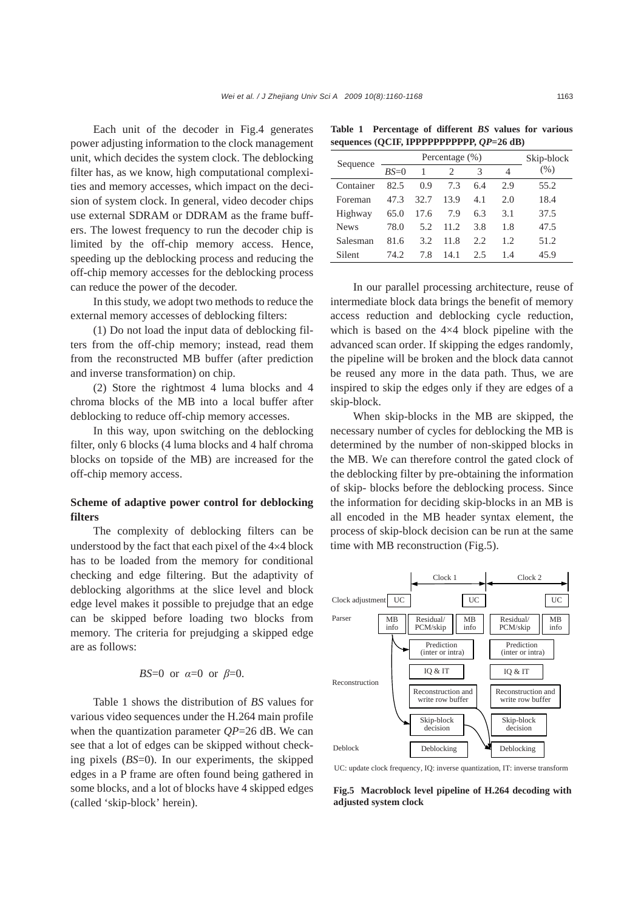Each unit of the decoder in Fig.4 generates power adjusting information to the clock management unit, which decides the system clock. The deblocking filter has, as we know, high computational complexities and memory accesses, which impact on the decision of system clock. In general, video decoder chips use external SDRAM or DDRAM as the frame buffers. The lowest frequency to run the decoder chip is limited by the off-chip memory access. Hence, speeding up the deblocking process and reducing the off-chip memory accesses for the deblocking process can reduce the power of the decoder.

In this study, we adopt two methods to reduce the external memory accesses of deblocking filters:

(1) Do not load the input data of deblocking filters from the off-chip memory; instead, read them from the reconstructed MB buffer (after prediction and inverse transformation) on chip.

(2) Store the rightmost 4 luma blocks and 4 chroma blocks of the MB into a local buffer after deblocking to reduce off-chip memory accesses.

In this way, upon switching on the deblocking filter, only 6 blocks (4 luma blocks and 4 half chroma blocks on topside of the MB) are increased for the off-chip memory access.

## Scheme of adaptive power control for deblocking filters

The complexity of deblocking filters can be understood by the fact that each pixel of the 4×4 block has to be loaded from the memory for conditional checking and edge filtering. But the adaptivity of deblocking algorithms at the slice level and block edge level makes it possible to prejudge that an edge can be skipped before loading two blocks from memory. The criteria for prejudging a skipped edge are as follows:

$$BS=0 \text{ or } \alpha=0 \text{ or } \beta=0.$$

Table 1 shows the distribution of *BS* values for various video sequences under the H.264 main profile when the quantization parameter *QP*=26 dB. We can see that a lot of edges can be skipped without checking pixels (*BS*=0). In our experiments, the skipped edges in a P frame are often found being gathered in some blocks, and a lot of blocks have 4 skipped edges (called 'skip-block' herein).

**Table 1 Percentage of different *BS* values for various sequences (QCIF, IPPPPPPPPPPP, *QP*=26 dB)**

| Sequence | Percentage (%) | | | | | Skip-block (%) |
|---|---|---|---|---|---|---|
| | *BS*=0 | 1 | 2 | 3 | 4 | |
| Container | 82.5 | 0.9 | 7.3 | 6.4 | 2.9 | 55.2 |
| Foreman | 47.3 | 32.7 | 13.9 | 4.1 | 2.0 | 18.4 |
| Highway | 65.0 | 17.6 | 7.9 | 6.3 | 3.1 | 37.5 |
| News | 78.0 | 5.2 | 11.2 | 3.8 | 1.8 | 47.5 |
| Salesman | 81.6 | 3.2 | 11.8 | 2.2 | 1.2 | 51.2 |
| Silent | 74.2 | 7.8 | 14.1 | 2.5 | 1.4 | 45.9 |

In our parallel processing architecture, reuse of intermediate block data brings the benefit of memory access reduction and deblocking cycle reduction, which is based on the 4×4 block pipeline with the advanced scan order. If skipping the edges randomly, the pipeline will be broken and the block data cannot be reused any more in the data path. Thus, we are inspired to skip the edges only if they are edges of a skip-block.

When skip-blocks in the MB are skipped, the necessary number of cycles for deblocking the MB is determined by the number of non-skipped blocks in the MB. We can therefore control the gated clock of the deblocking filter by pre-obtaining the information of skip- blocks before the deblocking process. Since the information for deciding skip-blocks in an MB is all encoded in the MB header syntax element, the process of skip-block decision can be run at the same time with MB reconstruction (Fig.5).

UC: update clock frequency, IQ: inverse quantization, IT: inverse transform

**Fig.5 Macroblock level pipeline of H.264 decoding with adjusted system clock**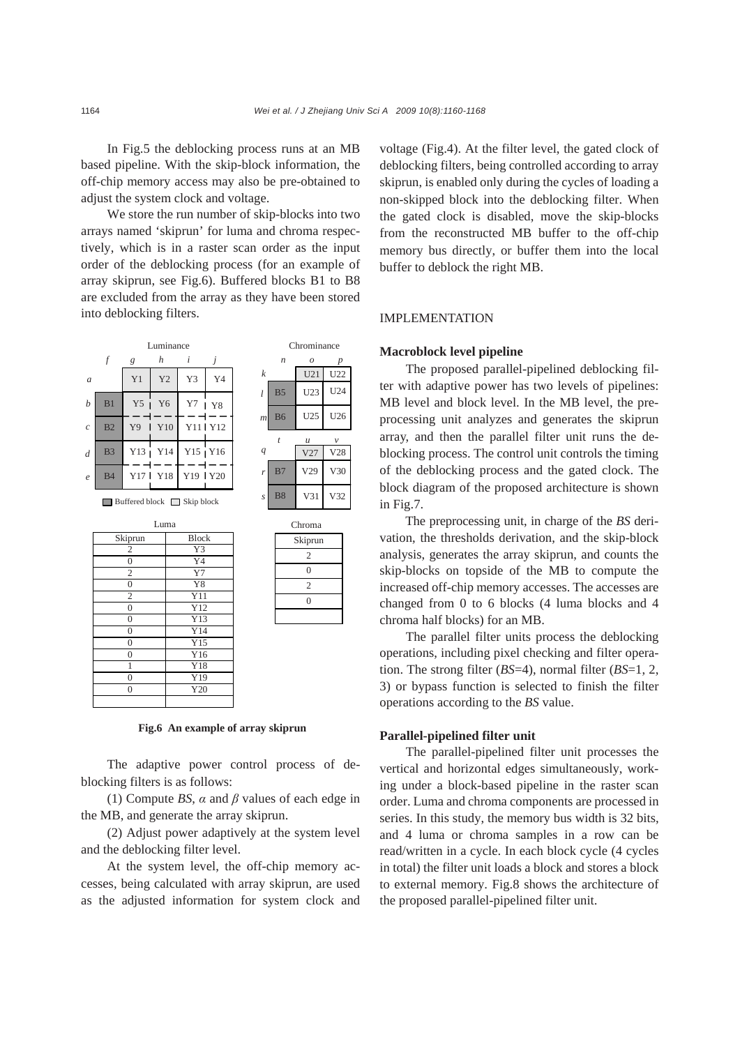In Fig.5 the deblocking process runs at an MB based pipeline. With the skip-block information, the off-chip memory access may also be pre-obtained to adjust the system clock and voltage.

We store the run number of skip-blocks into two arrays named 'skiprun' for luma and chroma respectively, which is in a raster scan order as the input order of the deblocking process (for an example of array skiprun, see Fig.6). Buffered blocks B1 to B8 are excluded from the array as they have been stored into deblocking filters.

Luma

| Skiprun | Block |
|---|---|
| 2 | Y3 |
| 0 | Y4 |
| 2 | Y7 |
| 0 | Y8 |
| 2 | Y11 |
| 0 | Y12 |
| 0 | Y13 |
| 0 | Y14 |
| 0 | Y15 |
| 0 | Y16 |
| 1 | Y18 |
| 0 | Y19 |
| 0 | Y20 |
| | |

Chroma

| Skiprun |
|---|
| 2 |
| 0 |
| 2 |
| 0 |
| |

**Fig.6 An example of array skiprun**

The adaptive power control process of deblocking filters is as follows:

(1) Compute *BS*, $\alpha$ and $\beta$ values of each edge in the MB, and generate the array skiprun.

(2) Adjust power adaptively at the system level and the deblocking filter level.

At the system level, the off-chip memory accesses, being calculated with array skiprun, are used as the adjusted information for system clock and voltage (Fig.4). At the filter level, the gated clock of deblocking filters, being controlled according to array skiprun, is enabled only during the cycles of loading a non-skipped block into the deblocking filter. When the gated clock is disabled, move the skip-blocks from the reconstructed MB buffer to the off-chip memory bus directly, or buffer them into the local buffer to deblock the right MB.

## IMPLEMENTATION

### Macroblock level pipeline

The proposed parallel-pipelined deblocking filter with adaptive power has two levels of pipelines: MB level and block level. In the MB level, the preprocessing unit analyzes and generates the skiprun array, and then the parallel filter unit runs the deblocking process. The control unit controls the timing of the deblocking process and the gated clock. The block diagram of the proposed architecture is shown in Fig.7.

The preprocessing unit, in charge of the *BS* derivation, the thresholds derivation, and the skip-block analysis, generates the array skiprun, and counts the skip-blocks on topside of the MB to compute the increased off-chip memory accesses. The accesses are changed from 0 to 6 blocks (4 luma blocks and 4 chroma half blocks) for an MB.

The parallel filter units process the deblocking operations, including pixel checking and filter operation. The strong filter (*BS*=4), normal filter (*BS*=1, 2, 3) or bypass function is selected to finish the filter operations according to the *BS* value.

### Parallel-pipelined filter unit

The parallel-pipelined filter unit processes the vertical and horizontal edges simultaneously, working under a block-based pipeline in the raster scan order. Luma and chroma components are processed in series. In this study, the memory bus width is 32 bits, and 4 luma or chroma samples in a row can be read/written in a cycle. In each block cycle (4 cycles in total) the filter unit loads a block and stores a block to external memory. Fig.8 shows the architecture of the proposed parallel-pipelined filter unit.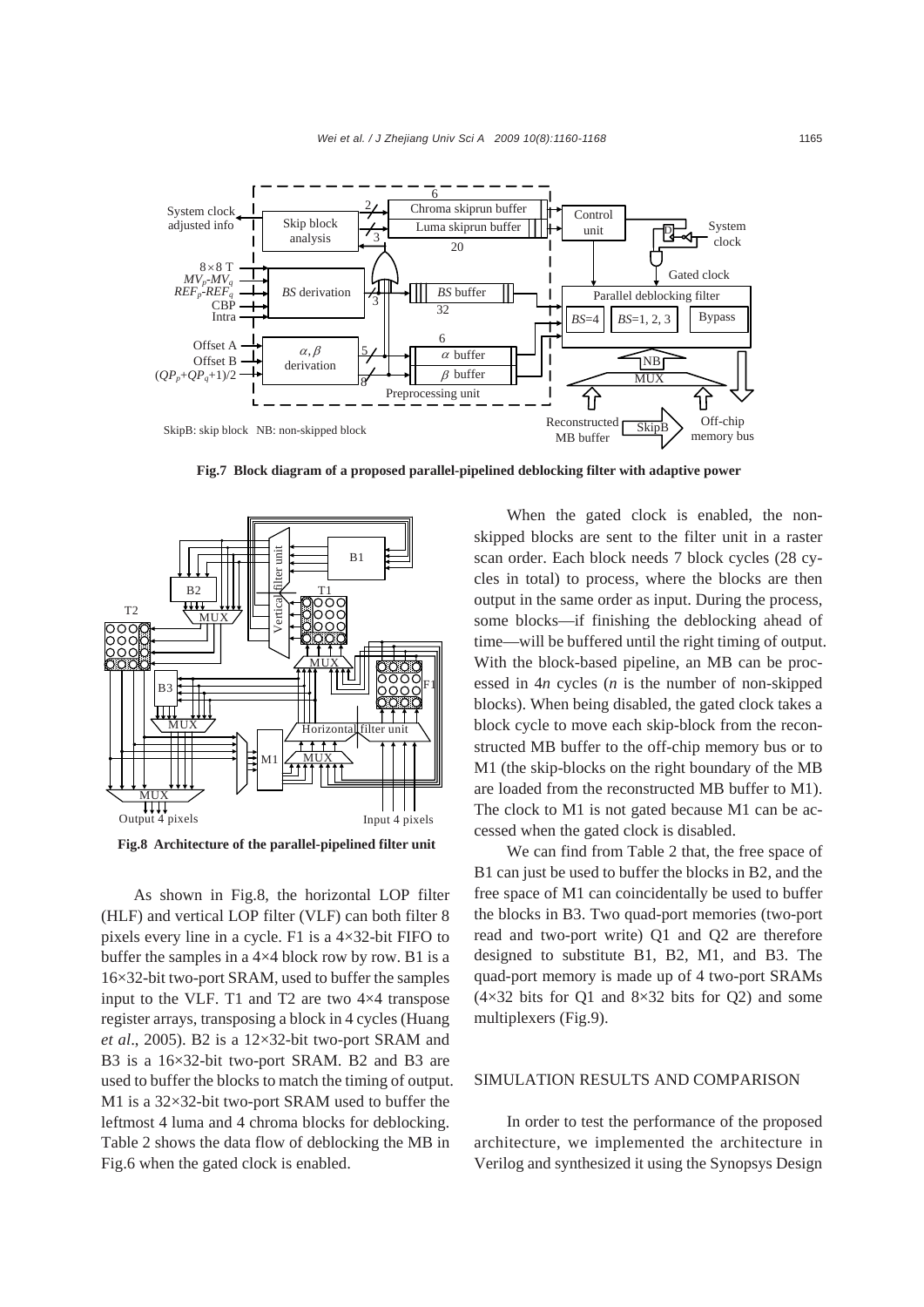**Fig.7 Block diagram of a proposed parallel-pipelined deblocking filter with adaptive power**

**Fig.8 Architecture of the parallel-pipelined filter unit**

As shown in Fig.8, the horizontal LOP filter (HLF) and vertical LOP filter (VLF) can both filter 8 pixels every line in a cycle. F1 is a 4×32-bit FIFO to buffer the samples in a 4×4 block row by row. B1 is a 16×32-bit two-port SRAM, used to buffer the samples input to the VLF. T1 and T2 are two 4×4 transpose register arrays, transposing a block in 4 cycles (Huang *et al*., 2005). B2 is a 12×32-bit two-port SRAM and B3 is a 16×32-bit two-port SRAM. B2 and B3 are used to buffer the blocks to match the timing of output. M1 is a 32×32-bit two-port SRAM used to buffer the leftmost 4 luma and 4 chroma blocks for deblocking. Table 2 shows the data flow of deblocking the MB in Fig.6 when the gated clock is enabled.

When the gated clock is enabled, the non-skipped blocks are sent to the filter unit in a raster scan order. Each block needs 7 block cycles (28 cycles in total) to process, where the blocks are then output in the same order as input. During the process, some blocks—if finishing the deblocking ahead of time—will be buffered until the right timing of output. With the block-based pipeline, an MB can be processed in $4n$ cycles ($n$ is the number of non-skipped blocks). When being disabled, the gated clock takes a block cycle to move each skip-block from the reconstructed MB buffer to the off-chip memory bus or to M1 (the skip-blocks on the right boundary of the MB are loaded from the reconstructed MB buffer to M1). The clock to M1 is not gated because M1 can be accessed when the gated clock is disabled.

We can find from Table 2 that, the free space of B1 can just be used to buffer the blocks in B2, and the free space of M1 can coincidentally be used to buffer the blocks in B3. Two quad-port memories (two-port read and two-port write) Q1 and Q2 are therefore designed to substitute B1, B2, M1, and B3. The quad-port memory is made up of 4 two-port SRAMs (4×32 bits for Q1 and 8×32 bits for Q2) and some multiplexers (Fig.9).

## SIMULATION RESULTS AND COMPARISON

In order to test the performance of the proposed architecture, we implemented the architecture in Verilog and synthesized it using the Synopsys Design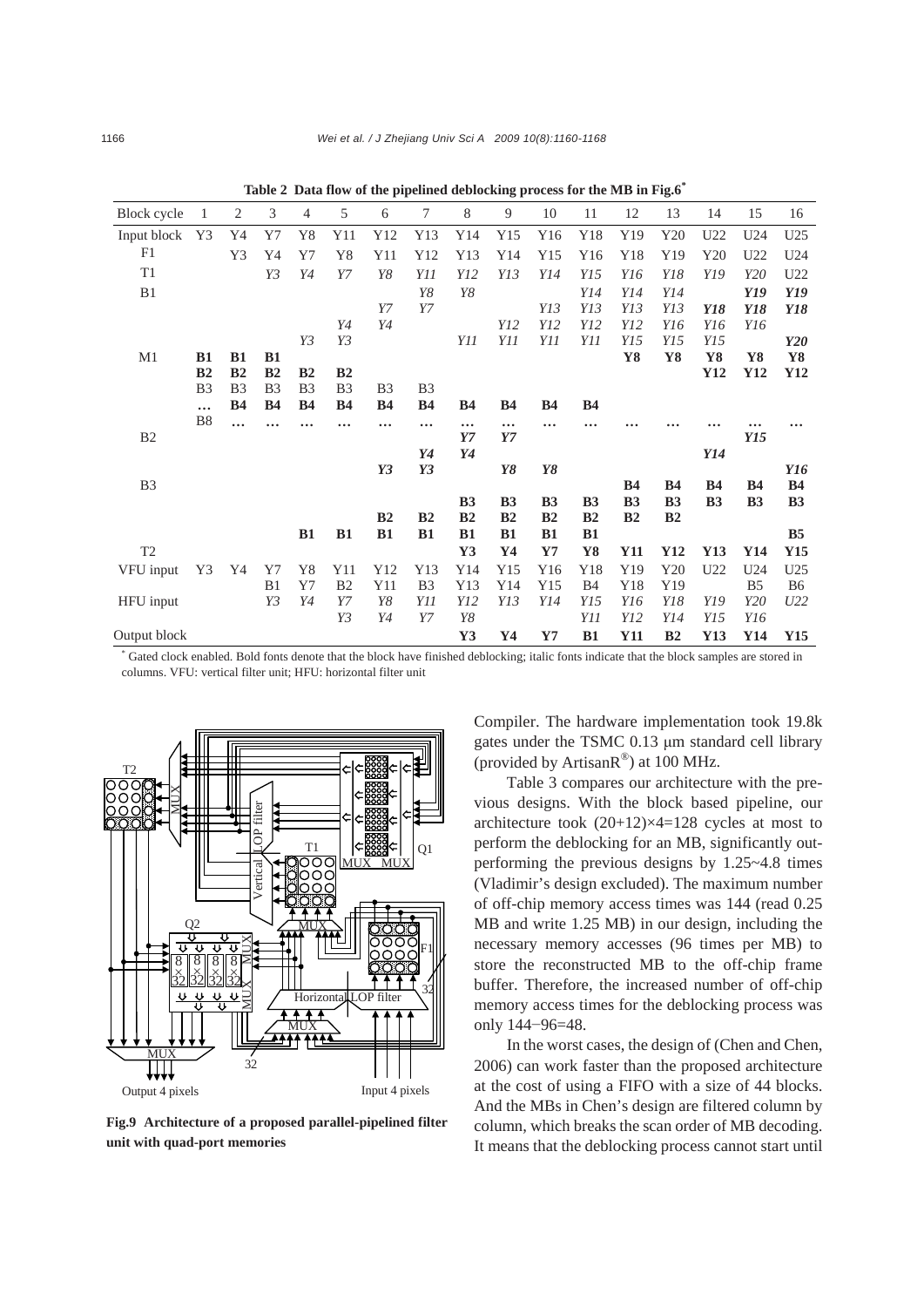**Table 2 Data flow of the pipelined deblocking process for the MB in Fig.6***

| Block cycle | 1 | 2 | 3 | 4 | 5 | 6 | 7 | 8 | 9 | 10 | 11 | 12 | 13 | 14 | 15 | 16 |
|---|---|---|---|---|---|---|---|---|---|---|---|---|---|---|---|---|
| Input block | Y3 | Y4 | Y7 | Y8 | Y11 | Y12 | Y13 | Y14 | Y15 | Y16 | Y18 | Y19 | Y20 | U22 | U24 | U25 |
| F1 | | Y3 | Y4 | Y7 | Y8 | Y11 | Y12 | Y13 | Y14 | Y15 | Y16 | Y18 | Y19 | Y20 | U22 | U24 |
| T1 | | | *Y3* | *Y4* | *Y7* | *Y8* | *Y11* | *Y12* | *Y13* | *Y14* | *Y15* | *Y16* | *Y18* | *Y19* | *Y20* | U22 |
| B1 | | | | | | | *Y8* | *Y8* | | | *Y14* | *Y14* | *Y14* | | ***Y19*** | ***Y19*** |
| | | | | | | *Y7* | *Y7* | | | *Y13* | *Y13* | *Y13* | *Y13* | ***Y18*** | ***Y18*** | ***Y18*** |
| | | | | | *Y4* | *Y4* | | | *Y12* | *Y12* | *Y12* | *Y12* | *Y16* | *Y16* | *Y16* | |
| | | | | *Y3* | *Y3* | | | *Y11* | *Y11* | *Y11* | *Y11* | *Y15* | *Y15* | *Y15* | | ***Y20*** |
| M1 | **B1** | **B1** | **B1** | | | | | | | | | **Y8** | **Y8** | **Y8** | **Y8** | **Y8** |
| | **B2** | **B2** | **B2** | **B2** | **B2** | | | | | | | | | **Y12** | **Y12** | **Y12** |
| | B3 | B3 | B3 | B3 | B3 | B3 | B3 | | | | | | | | | |
| | … | **B4** | **B4** | **B4** | **B4** | **B4** | **B4** | **B4** | **B4** | **B4** | **B4** | | | | | |
| | B8 | … | … | … | … | … | … | … | … | … | … | … | … | … | … | … |
| B2 | | | | | | | | ***Y7*** | ***Y7*** | | | | | | ***Y15*** | |
| | | | | | | | ***Y4*** | ***Y4*** | | | | | | ***Y14*** | | |
| | | | | | | ***Y3*** | ***Y3*** | | ***Y8*** | ***Y8*** | | | | | | ***Y16*** |
| B3 | | | | | | | | | | | | **B4** | **B4** | **B4** | **B4** | **B4** |
| | | | | | | | | **B3** | **B3** | **B3** | **B3** | **B3** | **B3** | **B3** | **B3** | **B3** |
| | | | | | | **B2** | **B2** | **B2** | **B2** | **B2** | **B2** | **B2** | **B2** | | | |
| | | | | **B1** | **B1** | **B1** | **B1** | **B1** | **B1** | **B1** | **B1** | | | | | **B5** |
| T2 | | | | | | | | **Y3** | **Y4** | **Y7** | **Y8** | **Y11** | **Y12** | **Y13** | **Y14** | **Y15** |
| VFU input | Y3 | Y4 | Y7 | Y8 | Y11 | Y12 | Y13 | Y14 | Y15 | Y16 | Y18 | Y19 | Y20 | U22 | U24 | U25 |
| | | | B1 | Y7 | B2 | Y11 | B3 | Y13 | Y14 | Y15 | B4 | Y18 | Y19 | | B5 | B6 |
| HFU input | | | *Y3* | *Y4* | *Y7* | *Y8* | *Y11* | *Y12* | *Y13* | *Y14* | *Y15* | *Y16* | *Y18* | *Y19* | *Y20* | *U22* |
| | | | | | *Y3* | *Y4* | *Y7* | *Y8* | | | *Y11* | *Y12* | *Y14* | *Y15* | *Y16* | |
| Output block | | | | | | | | **Y3** | **Y4** | **Y7** | **B1** | **Y11** | **B2** | **Y13** | **Y14** | **Y15** |

* Gated clock enabled. Bold fonts denote that the block have finished deblocking; italic fonts indicate that the block samples are stored in columns. VFU: vertical filter unit; HFU: horizontal filter unit

**Fig.9 Architecture of a proposed parallel-pipelined filter unit with quad-port memories**

Compiler. The hardware implementation took 19.8k gates under the TSMC 0.13 μm standard cell library (provided by ArtisanR®) at 100 MHz.

Table 3 compares our architecture with the previous designs. With the block based pipeline, our architecture took $(20+12)\times4=128$ cycles at most to perform the deblocking for an MB, significantly outperforming the previous designs by 1.25~4.8 times (Vladimir's design excluded). The maximum number of off-chip memory access times was 144 (read 0.25 MB and write 1.25 MB) in our design, including the necessary memory accesses (96 times per MB) to store the reconstructed MB to the off-chip frame buffer. Therefore, the increased number of off-chip memory access times for the deblocking process was only $144-96=48$.

In the worst cases, the design of (Chen and Chen, 2006) can work faster than the proposed architecture at the cost of using a FIFO with a size of 44 blocks. And the MBs in Chen's design are filtered column by column, which breaks the scan order of MB decoding. It means that the deblocking process cannot start until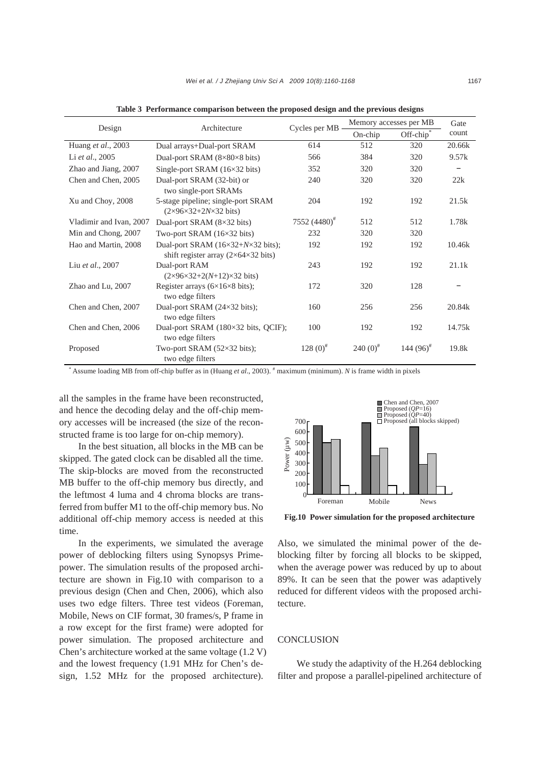**Table 3 Performance comparison between the proposed design and the previous designs**

| Design | Architecture | Cycles per MB | Memory accesses per MB | | Gate count |
|---|---|---|---|---|---|
| | | | On-chip | Off-chip* | |
| Huang *et al*., 2003 | Dual arrays+Dual-port SRAM | 614 | 512 | 320 | 20.66k |
| Li *et al*., 2005 | Dual-port SRAM (8×80×8 bits) | 566 | 384 | 320 | 9.57k |
| Zhao and Jiang, 2007 | Single-port SRAM (16×32 bits) | 352 | 320 | 320 | – |
| Chen and Chen, 2005 | Dual-port SRAM (32-bit) or two single-port SRAMs | 240 | 320 | 320 | 22k |
| Xu and Choy, 2008 | 5-stage pipeline; single-port SRAM (2×96×32+2*N*×32 bits) | 204 | 192 | 192 | 21.5k |
| Vladimir and Ivan, 2007 | Dual-port SRAM (8×32 bits) | 7552 (4480)# | 512 | 512 | 1.78k |
| Min and Chong, 2007 | Two-port SRAM (16×32 bits) | 232 | 320 | 320 | |
| Hao and Martin, 2008 | Dual-port SRAM (16×32+*N*×32 bits); shift register array (2×64×32 bits) | 192 | 192 | 192 | 10.46k |
| Liu *et al*., 2007 | Dual-port RAM (2×96×32+2(*N*+12)×32 bits) | 243 | 192 | 192 | 21.1k |
| Zhao and Lu, 2007 | Register arrays (6×16×8 bits); two edge filters | 172 | 320 | 128 | – |
| Chen and Chen, 2007 | Dual-port SRAM (24×32 bits); two edge filters | 160 | 256 | 256 | 20.84k |
| Chen and Chen, 2006 | Dual-port SRAM (180×32 bits, QCIF); two edge filters | 100 | 192 | 192 | 14.75k |
| Proposed | Two-port SRAM (52×32 bits); two edge filters | 128 (0)# | 240 (0)# | 144 (96)# | 19.8k |

* Assume loading MB from off-chip buffer as in (Huang *et al*., 2003). # maximum (minimum). *N* is frame width in pixels

all the samples in the frame have been reconstructed, and hence the decoding delay and the off-chip memory accesses will be increased (the size of the reconstructed frame is too large for on-chip memory).

In the best situation, all blocks in the MB can be skipped. The gated clock can be disabled all the time. The skip-blocks are moved from the reconstructed MB buffer to the off-chip memory bus directly, and the leftmost 4 luma and 4 chroma blocks are transferred from buffer M1 to the off-chip memory bus. No additional off-chip memory access is needed at this time.

In the experiments, we simulated the average power of deblocking filters using Synopsys Primepower. The simulation results of the proposed architecture are shown in Fig.10 with comparison to a previous design (Chen and Chen, 2006), which also uses two edge filters. Three test videos (Foreman, Mobile, News on CIF format, 30 frames/s, P frame in a row except for the first frame) were adopted for power simulation. The proposed architecture and Chen's architecture worked at the same voltage (1.2 V) and the lowest frequency (1.91 MHz for Chen's design, 1.52 MHz for the proposed architecture).

**Fig.10 Power simulation for the proposed architecture**

Also, we simulated the minimal power of the deblocking filter by forcing all blocks to be skipped, when the average power was reduced by up to about 89%. It can be seen that the power was adaptively reduced for different videos with the proposed architecture.

## CONCLUSION

We study the adaptivity of the H.264 deblocking filter and propose a parallel-pipelined architecture of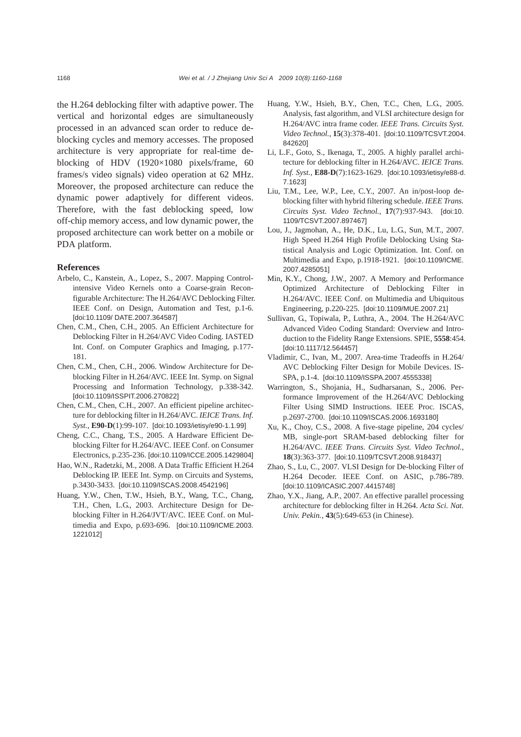the H.264 deblocking filter with adaptive power. The vertical and horizontal edges are simultaneously processed in an advanced scan order to reduce deblocking cycles and memory accesses. The proposed architecture is very appropriate for real-time deblocking of HDV (1920×1080 pixels/frame, 60 frames/s video signals) video operation at 62 MHz. Moreover, the proposed architecture can reduce the dynamic power adaptively for different videos. Therefore, with the fast deblocking speed, low off-chip memory access, and low dynamic power, the proposed architecture can work better on a mobile or PDA platform.

## References

Arbelo, C., Kanstein, A., Lopez, S., 2007. Mapping Control-intensive Video Kernels onto a Coarse-grain Reconfigurable Architecture: The H.264/AVC Deblocking Filter. IEEE Conf. on Design, Automation and Test, p.1-6. [doi:10.1109/ DATE.2007.364587]

Chen, C.M., Chen, C.H., 2005. An Efficient Architecture for Deblocking Filter in H.264/AVC Video Coding. IASTED Int. Conf. on Computer Graphics and Imaging, p.177-181.

Chen, C.M., Chen, C.H., 2006. Window Architecture for Deblocking Filter in H.264/AVC. IEEE Int. Symp. on Signal Processing and Information Technology, p.338-342. [doi:10.1109/ISSPIT.2006.270822]

Chen, C.M., Chen, C.H., 2007. An efficient pipeline architecture for deblocking filter in H.264/AVC. *IEICE Trans. Inf. Syst.*, **E90-D**(1):99-107. [doi:10.1093/ietisy/e90-1.1.99]

Cheng, C.C., Chang, T.S., 2005. A Hardware Efficient Deblocking Filter for H.264/AVC. IEEE Conf. on Consumer Electronics, p.235-236. [doi:10.1109/ICCE.2005.1429804]

Hao, W.N., Radetzki, M., 2008. A Data Traffic Efficient H.264 Deblocking IP. IEEE Int. Symp. on Circuits and Systems, p.3430-3433. [doi:10.1109/ISCAS.2008.4542196]

Huang, Y.W., Chen, T.W., Hsieh, B.Y., Wang, T.C., Chang, T.H., Chen, L.G., 2003. Architecture Design for Deblocking Filter in H.264/JVT/AVC. IEEE Conf. on Multimedia and Expo, p.693-696. [doi:10.1109/ICME.2003.1221012]

Huang, Y.W., Hsieh, B.Y., Chen, T.C., Chen, L.G., 2005. Analysis, fast algorithm, and VLSI architecture design for H.264/AVC intra frame coder. *IEEE Trans. Circuits Syst. Video Technol.*, **15**(3):378-401. [doi:10.1109/TCSVT.2004.842620]

Li, L.F., Goto, S., Ikenaga, T., 2005. A highly parallel architecture for deblocking filter in H.264/AVC. *IEICE Trans. Inf. Syst.*, **E88-D**(7):1623-1629. [doi:10.1093/ietisy/e88-d.7.1623]

Liu, T.M., Lee, W.P., Lee, C.Y., 2007. An in/post-loop deblocking filter with hybrid filtering schedule. *IEEE Trans. Circuits Syst. Video Technol.*, **17**(7):937-943. [doi:10.1109/TCSVT.2007.897467]

Lou, J., Jagmohan, A., He, D.K., Lu, L.G., Sun, M.T., 2007. High Speed H.264 High Profile Deblocking Using Statistical Analysis and Logic Optimization. Int. Conf. on Multimedia and Expo, p.1918-1921. [doi:10.1109/ICME.2007.4285051]

Min, K.Y., Chong, J.W., 2007. A Memory and Performance Optimized Architecture of Deblocking Filter in H.264/AVC. IEEE Conf. on Multimedia and Ubiquitous Engineering, p.220-225. [doi:10.1109/MUE.2007.21]

Sullivan, G., Topiwala, P., Luthra, A., 2004. The H.264/AVC Advanced Video Coding Standard: Overview and Introduction to the Fidelity Range Extensions. SPIE, **5558**:454. [doi:10.1117/12.564457]

Vladimir, C., Ivan, M., 2007. Area-time Tradeoffs in H.264/AVC Deblocking Filter Design for Mobile Devices. ISSPA, p.1-4. [doi:10.1109/ISSPA.2007.4555338]

Warrington, S., Shojania, H., Sudharsanan, S., 2006. Performance Improvement of the H.264/AVC Deblocking Filter Using SIMD Instructions. IEEE Proc. ISCAS, p.2697-2700. [doi:10.1109/ISCAS.2006.1693180]

Xu, K., Choy, C.S., 2008. A five-stage pipeline, 204 cycles/MB, single-port SRAM-based deblocking filter for H.264/AVC. *IEEE Trans. Circuits Syst. Video Technol.*, **18**(3):363-377. [doi:10.1109/TCSVT.2008.918437]

Zhao, S., Lu, C., 2007. VLSI Design for De-blocking Filter of H.264 Decoder. IEEE Conf. on ASIC, p.786-789. [doi:10.1109/ICASIC.2007.4415748]

Zhao, Y.X., Jiang, A.P., 2007. An effective parallel processing architecture for deblocking filter in H.264. *Acta Sci. Nat. Univ. Pekin.*, **43**(5):649-653 (in Chinese).